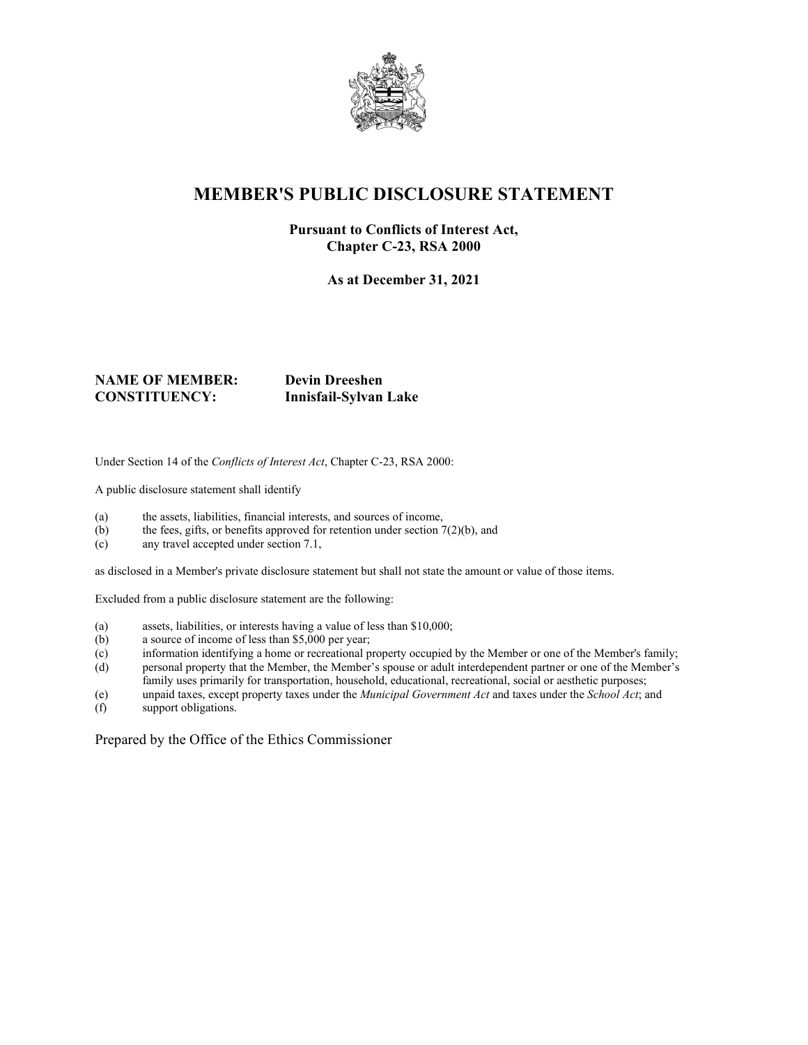# MEMBER'S PUBLIC DISCLOSURE STATEMENT

**Pursuant to Conflicts of Interest Act,**
**Chapter C-23, RSA 2000**

**As at December 31, 2021**

**NAME OF MEMBER:** **Devin Dreeshen**
**CONSTITUENCY:** **Innisfail-Sylvan Lake**

Under Section 14 of the *Conflicts of Interest Act*, Chapter C-23, RSA 2000:

A public disclosure statement shall identify

(a) the assets, liabilities, financial interests, and sources of income,
(b) the fees, gifts, or benefits approved for retention under section 7(2)(b), and
(c) any travel accepted under section 7.1,

as disclosed in a Member's private disclosure statement but shall not state the amount or value of those items.

Excluded from a public disclosure statement are the following:

(a) assets, liabilities, or interests having a value of less than $10,000;
(b) a source of income of less than $5,000 per year;
(c) information identifying a home or recreational property occupied by the Member or one of the Member's family;
(d) personal property that the Member, the Member's spouse or adult interdependent partner or one of the Member's family uses primarily for transportation, household, educational, recreational, social or aesthetic purposes;
(e) unpaid taxes, except property taxes under the *Municipal Government Act* and taxes under the *School Act*; and
(f) support obligations.

Prepared by the Office of the Ethics Commissioner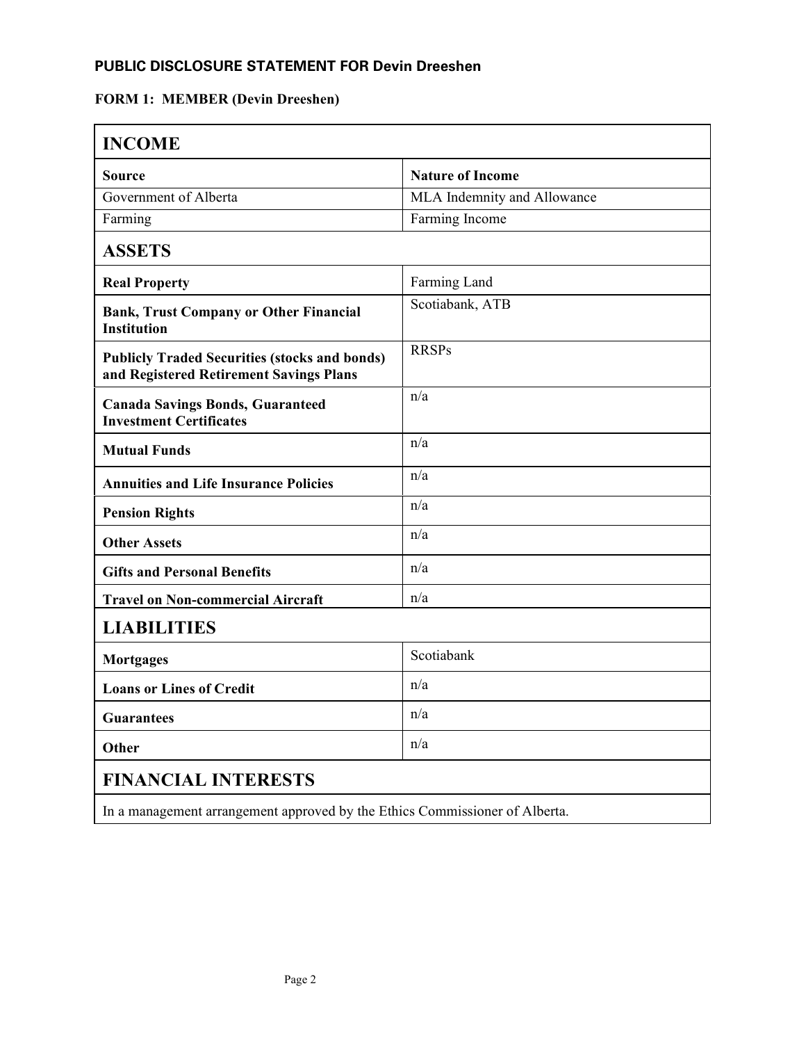## PUBLIC DISCLOSURE STATEMENT FOR Devin Dreeshen

**FORM 1: MEMBER (Devin Dreeshen)**

| INCOME | |
|---|---|
| **Source** | **Nature of Income** |
| Government of Alberta | MLA Indemnity and Allowance |
| Farming | Farming Income |
| **ASSETS** | |
| **Real Property** | Farming Land |
| **Bank, Trust Company or Other Financial Institution** | Scotiabank, ATB |
| **Publicly Traded Securities (stocks and bonds) and Registered Retirement Savings Plans** | RRSPs |
| **Canada Savings Bonds, Guaranteed Investment Certificates** | n/a |
| **Mutual Funds** | n/a |
| **Annuities and Life Insurance Policies** | n/a |
| **Pension Rights** | n/a |
| **Other Assets** | n/a |
| **Gifts and Personal Benefits** | n/a |
| **Travel on Non-commercial Aircraft** | n/a |
| **LIABILITIES** | |
| **Mortgages** | Scotiabank |
| **Loans or Lines of Credit** | n/a |
| **Guarantees** | n/a |
| **Other** | n/a |
| **FINANCIAL INTERESTS** | |
| In a management arrangement approved by the Ethics Commissioner of Alberta. | |